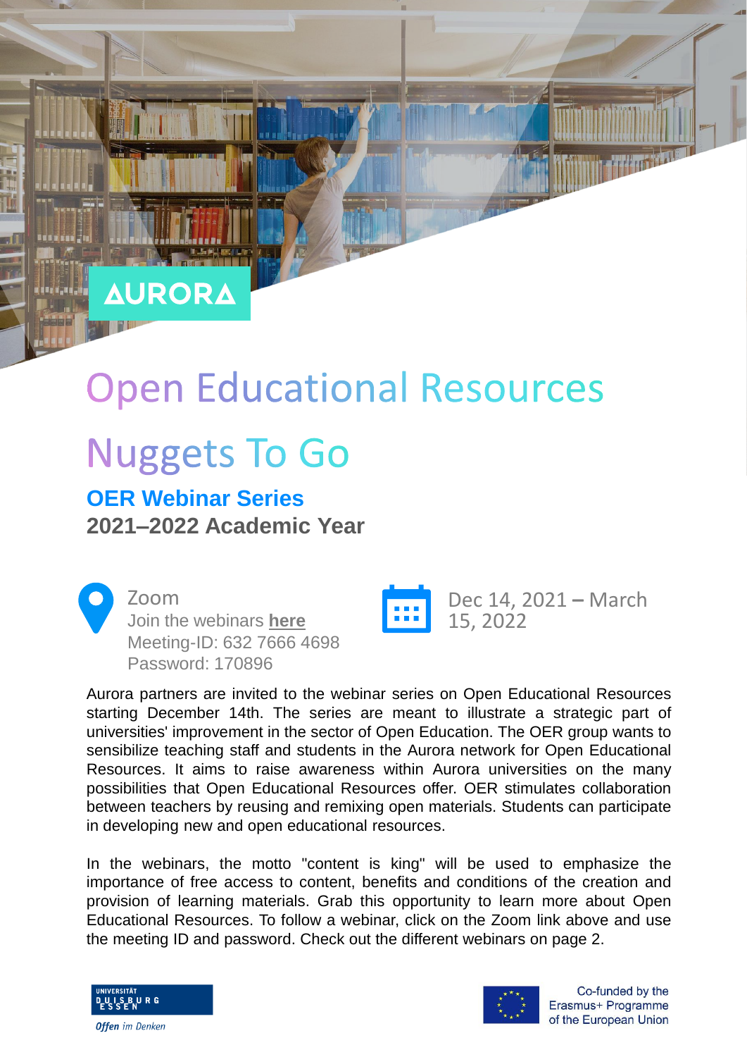AURORA

# Open Educational Resources

# Nuggets To Go

## OER Webinar Series

**2021–2022 Academic Year**

Zoom
Join the webinars **here**
Meeting-ID: 632 7666 4698
Password: 170896

Dec 14, 2021 – March 15, 2022

Aurora partners are invited to the webinar series on Open Educational Resources starting December 14th. The series are meant to illustrate a strategic part of universities' improvement in the sector of Open Education. The OER group wants to sensibilize teaching staff and students in the Aurora network for Open Educational Resources. It aims to raise awareness within Aurora universities on the many possibilities that Open Educational Resources offer. OER stimulates collaboration between teachers by reusing and remixing open materials. Students can participate in developing new and open educational resources.

In the webinars, the motto "content is king" will be used to emphasize the importance of free access to content, benefits and conditions of the creation and provision of learning materials. Grab this opportunity to learn more about Open Educational Resources. To follow a webinar, click on the Zoom link above and use the meeting ID and password. Check out the different webinars on page 2.

UNIVERSITÄT DUISBURG ESSEN

*Offen im Denken*

Co-funded by the Erasmus+ Programme of the European Union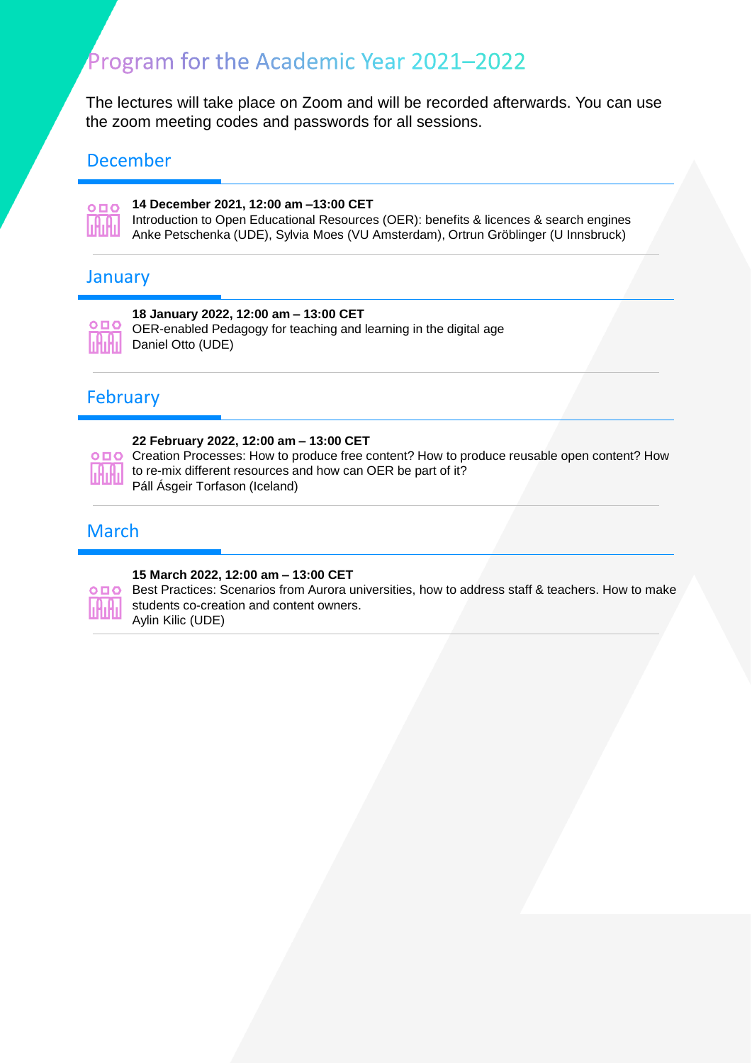# Program for the Academic Year 2021–2022

The lectures will take place on Zoom and will be recorded afterwards. You can use the zoom meeting codes and passwords for all sessions.

## December

**14 December 2021, 12:00 am –13:00 CET**
Introduction to Open Educational Resources (OER): benefits & licences & search engines
Anke Petschenka (UDE), Sylvia Moes (VU Amsterdam), Ortrun Gröblinger (U Innsbruck)

## January

**18 January 2022, 12:00 am – 13:00 CET**
OER-enabled Pedagogy for teaching and learning in the digital age
Daniel Otto (UDE)

## February

**22 February 2022, 12:00 am – 13:00 CET**
Creation Processes: How to produce free content? How to produce reusable open content? How to re-mix different resources and how can OER be part of it?
Páll Ásgeir Torfason (Iceland)

## March

**15 March 2022, 12:00 am – 13:00 CET**
Best Practices: Scenarios from Aurora universities, how to address staff & teachers. How to make students co-creation and content owners.
Aylin Kilic (UDE)